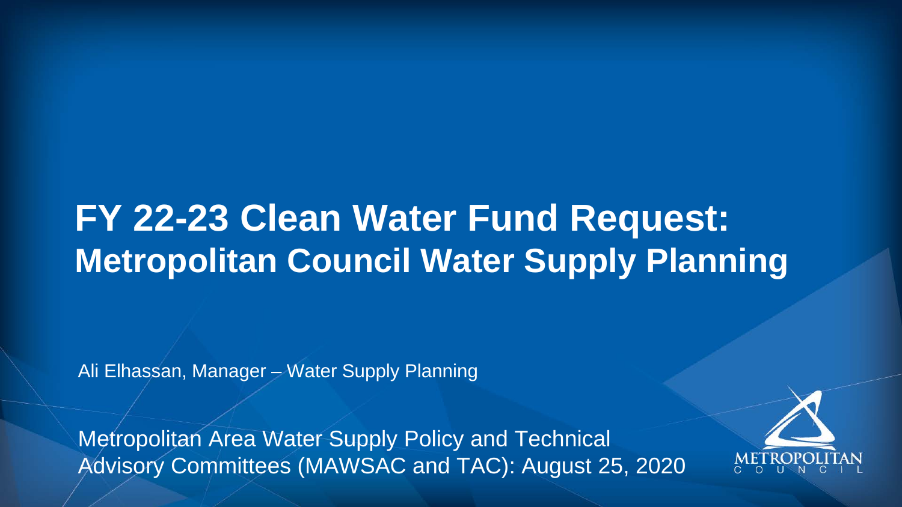# FY 22-23 Clean Water Fund Request:
## Metropolitan Council Water Supply Planning

Ali Elhassan, Manager – Water Supply Planning

Metropolitan Area Water Supply Policy and Technical Advisory Committees (MAWSAC and TAC): August 25, 2020

METROPOLITAN COUNCIL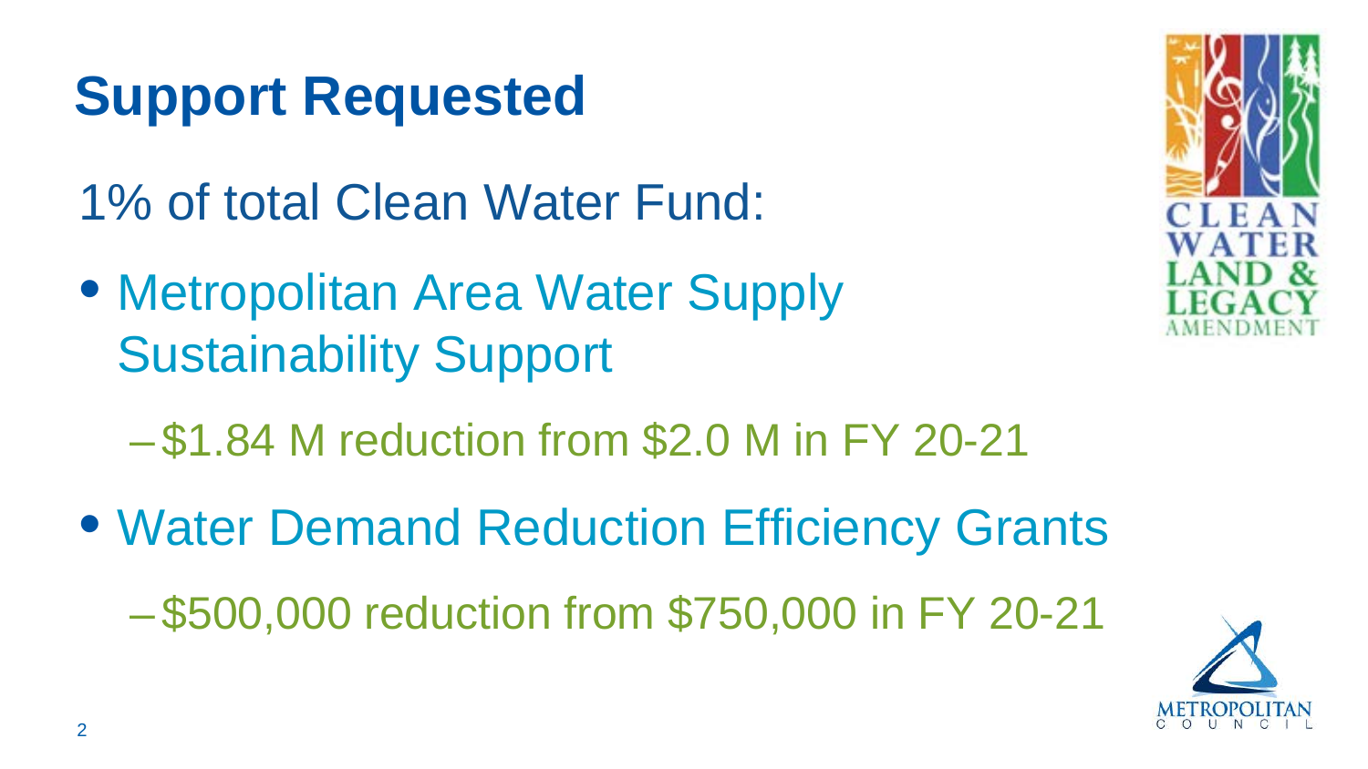# Support Requested

1% of total Clean Water Fund:

- Metropolitan Area Water Supply Sustainability Support
  - $1.84 M reduction from $2.0 M in FY 20-21
- Water Demand Reduction Efficiency Grants
  - $500,000 reduction from $750,000 in FY 20-21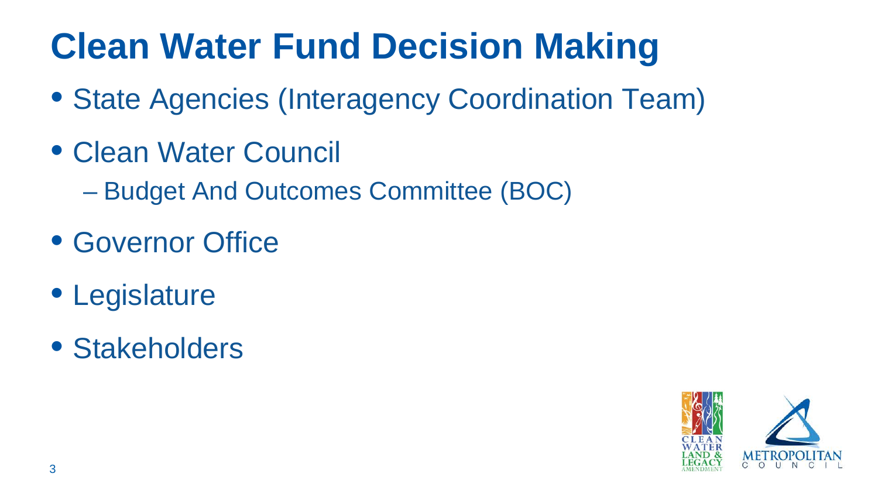# Clean Water Fund Decision Making

- State Agencies (Interagency Coordination Team)
- Clean Water Council
  - Budget And Outcomes Committee (BOC)
- Governor Office
- Legislature
- Stakeholders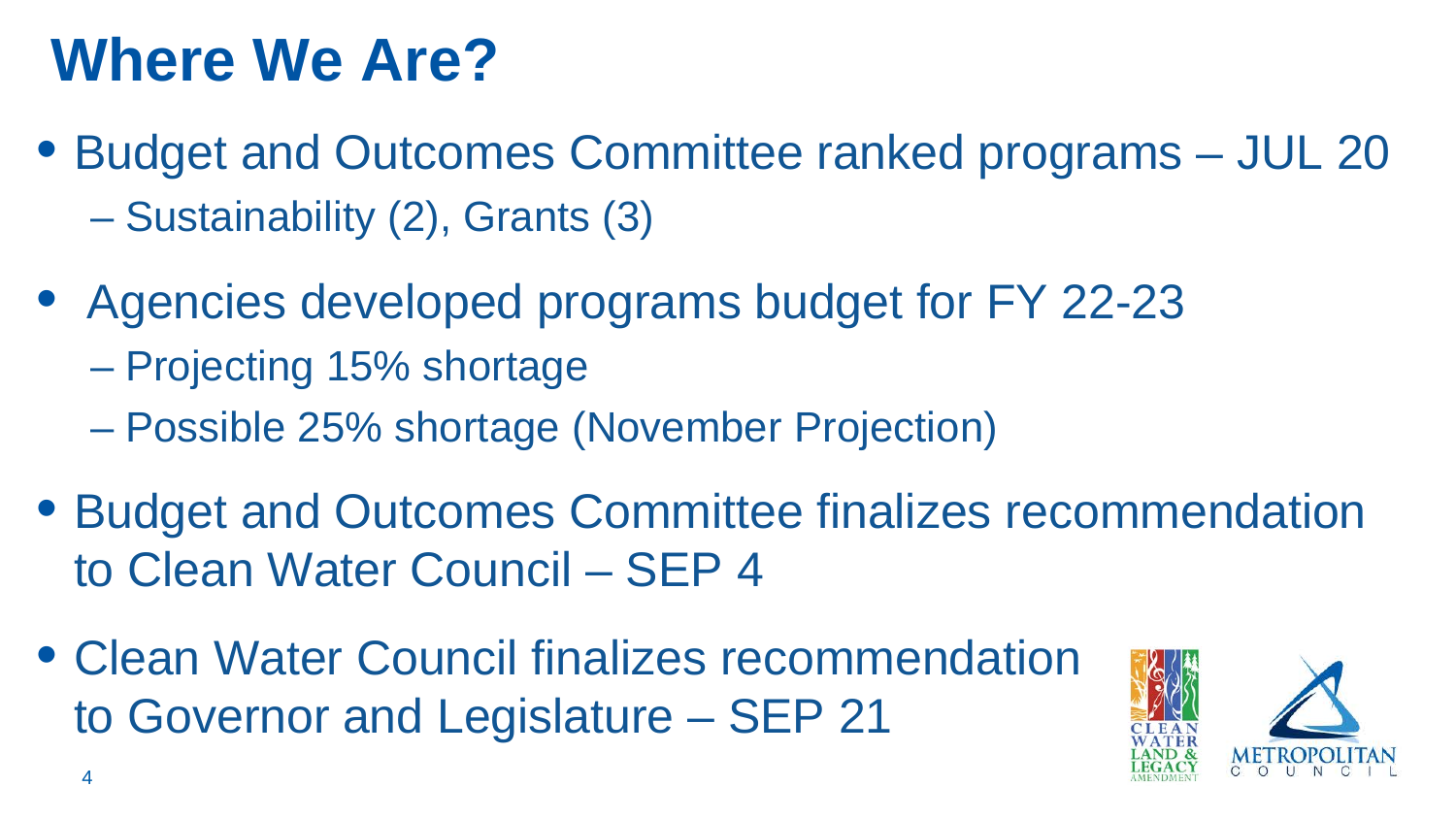# Where We Are?

- Budget and Outcomes Committee ranked programs – JUL 20
  - Sustainability (2), Grants (3)
- Agencies developed programs budget for FY 22-23
  - Projecting 15% shortage
  - Possible 25% shortage (November Projection)
- Budget and Outcomes Committee finalizes recommendation to Clean Water Council – SEP 4
- Clean Water Council finalizes recommendation to Governor and Legislature – SEP 21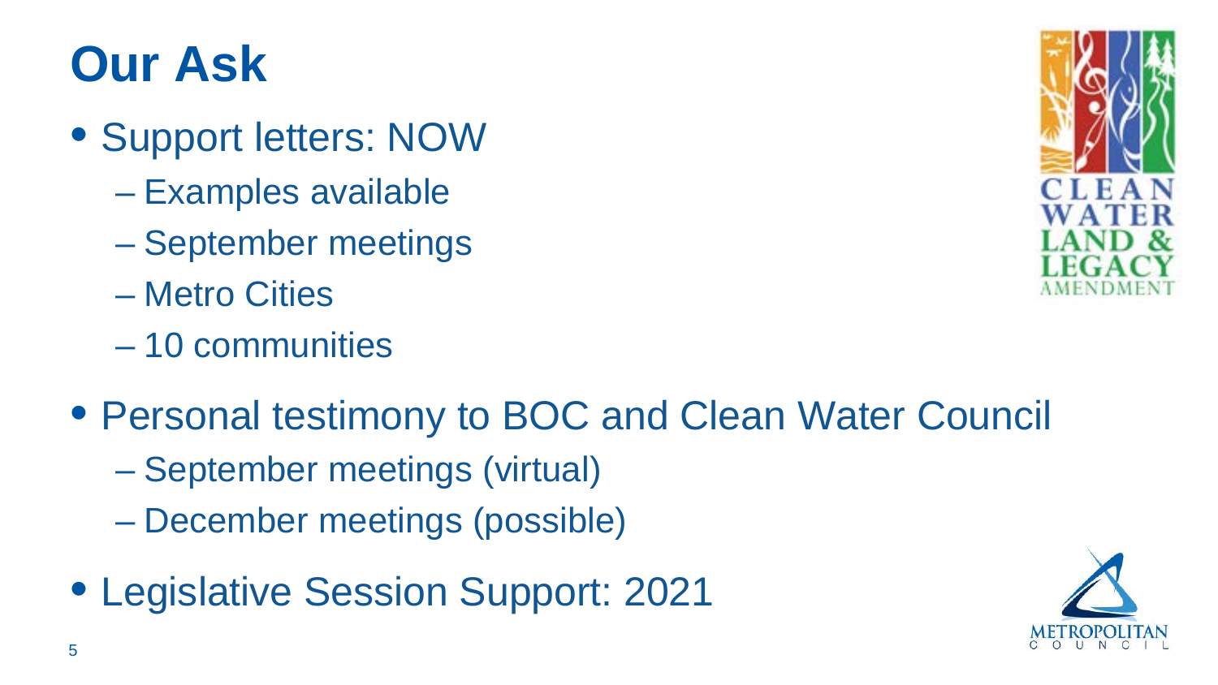# Our Ask

- Support letters: NOW
  - Examples available
  - September meetings
  - Metro Cities
  - 10 communities
- Personal testimony to BOC and Clean Water Council
  - September meetings (virtual)
  - December meetings (possible)
- Legislative Session Support: 2021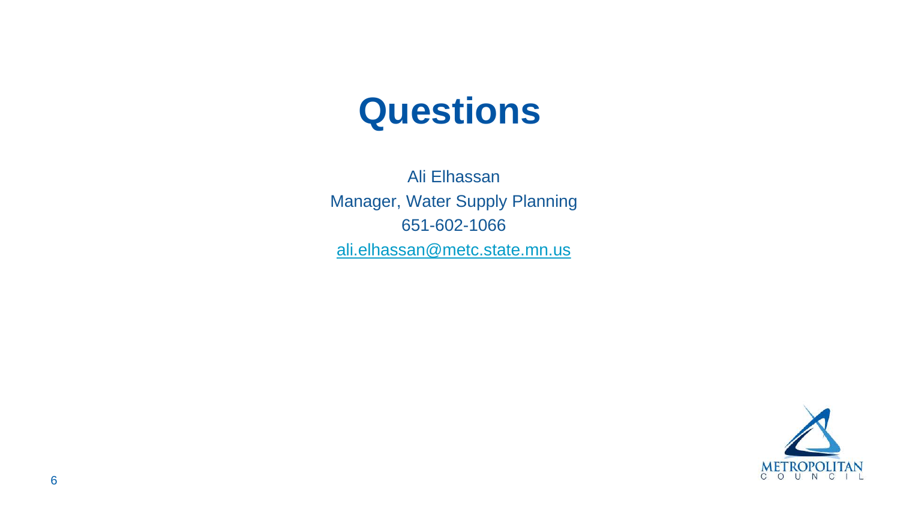# Questions

Ali Elhassan
Manager, Water Supply Planning
651-602-1066
ali.elhassan@metc.state.mn.us